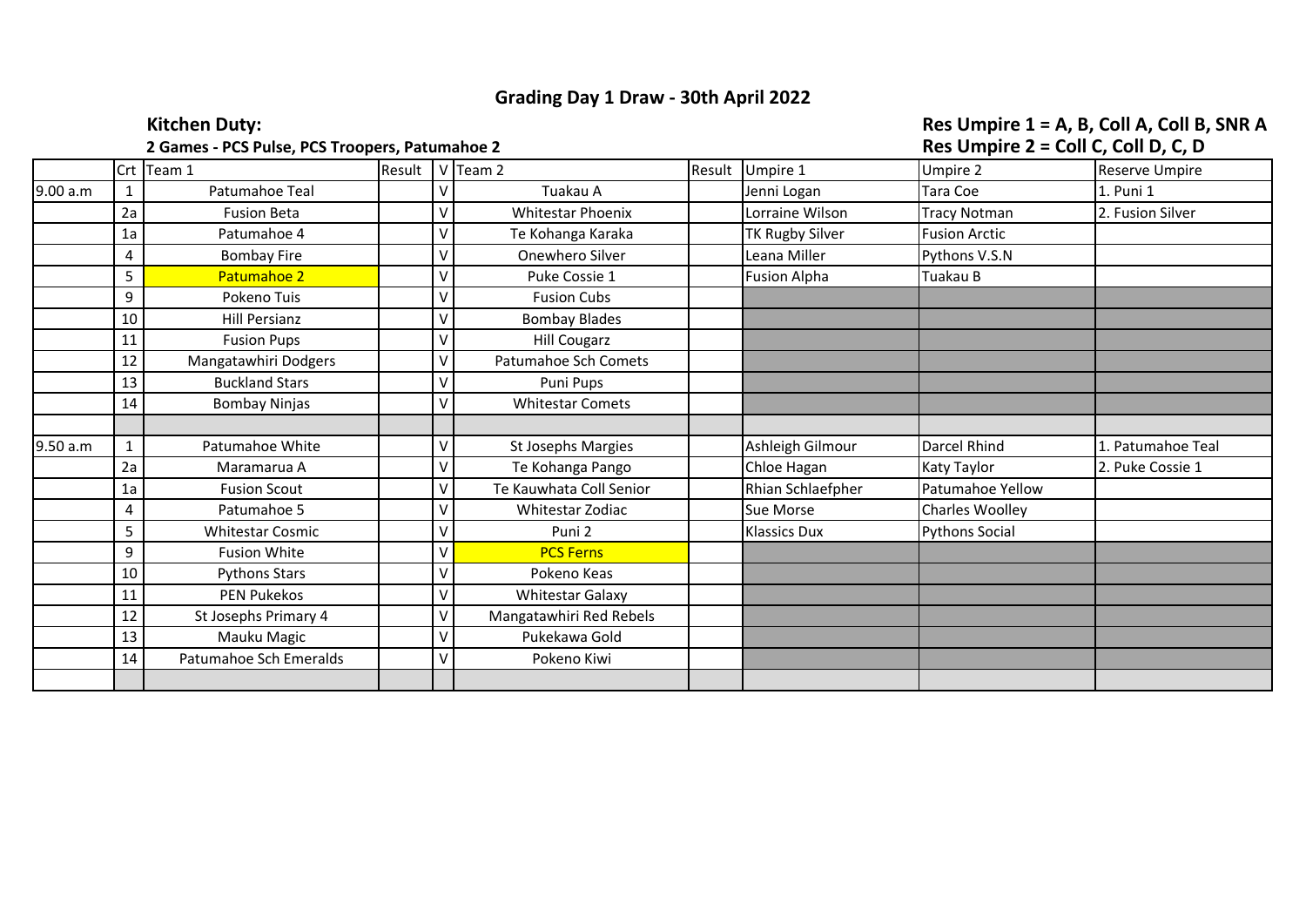# Grading Day 1 Draw - 30th April 2022

**Kitchen Duty:**

**2 Games - PCS Pulse, PCS Troopers, Patumahoe 2**

**Res Umpire 1 = A, B, Coll A, Coll B, SNR A**

**Res Umpire 2 = Coll C, Coll D, C, D**

| | Crt | Team 1 | Result | V | Team 2 | Result | Umpire 1 | Umpire 2 | Reserve Umpire |
|---|---|---|---|---|---|---|---|---|---|
| 9.00 a.m | 1 | Patumahoe Teal | | V | Tuakau A | | Jenni Logan | Tara Coe | 1. Puni 1 |
| | 2a | Fusion Beta | | V | Whitestar Phoenix | | Lorraine Wilson | Tracy Notman | 2. Fusion Silver |
| | 1a | Patumahoe 4 | | V | Te Kohanga Karaka | | TK Rugby Silver | Fusion Arctic | |
| | 4 | Bombay Fire | | V | Onewhero Silver | | Leana Miller | Pythons V.S.N | |
| | 5 | Patumahoe 2 | | V | Puke Cossie 1 | | Fusion Alpha | Tuakau B | |
| | 9 | Pokeno Tuis | | V | Fusion Cubs | | | | |
| | 10 | Hill Persianz | | V | Bombay Blades | | | | |
| | 11 | Fusion Pups | | V | Hill Cougarz | | | | |
| | 12 | Mangatawhiri Dodgers | | V | Patumahoe Sch Comets | | | | |
| | 13 | Buckland Stars | | V | Puni Pups | | | | |
| | 14 | Bombay Ninjas | | V | Whitestar Comets | | | | |
| | | | | | | | | | |
| 9.50 a.m | 1 | Patumahoe White | | V | St Josephs Margies | | Ashleigh Gilmour | Darcel Rhind | 1. Patumahoe Teal |
| | 2a | Maramarua A | | V | Te Kohanga Pango | | Chloe Hagan | Katy Taylor | 2. Puke Cossie 1 |
| | 1a | Fusion Scout | | V | Te Kauwhata Coll Senior | | Rhian Schlaefpher | Patumahoe Yellow | |
| | 4 | Patumahoe 5 | | V | Whitestar Zodiac | | Sue Morse | Charles Woolley | |
| | 5 | Whitestar Cosmic | | V | Puni 2 | | Klassics Dux | Pythons Social | |
| | 9 | Fusion White | | V | PCS Ferns | | | | |
| | 10 | Pythons Stars | | V | Pokeno Keas | | | | |
| | 11 | PEN Pukekos | | V | Whitestar Galaxy | | | | |
| | 12 | St Josephs Primary 4 | | V | Mangatawhiri Red Rebels | | | | |
| | 13 | Mauku Magic | | V | Pukekawa Gold | | | | |
| | 14 | Patumahoe Sch Emeralds | | V | Pokeno Kiwi | | | | |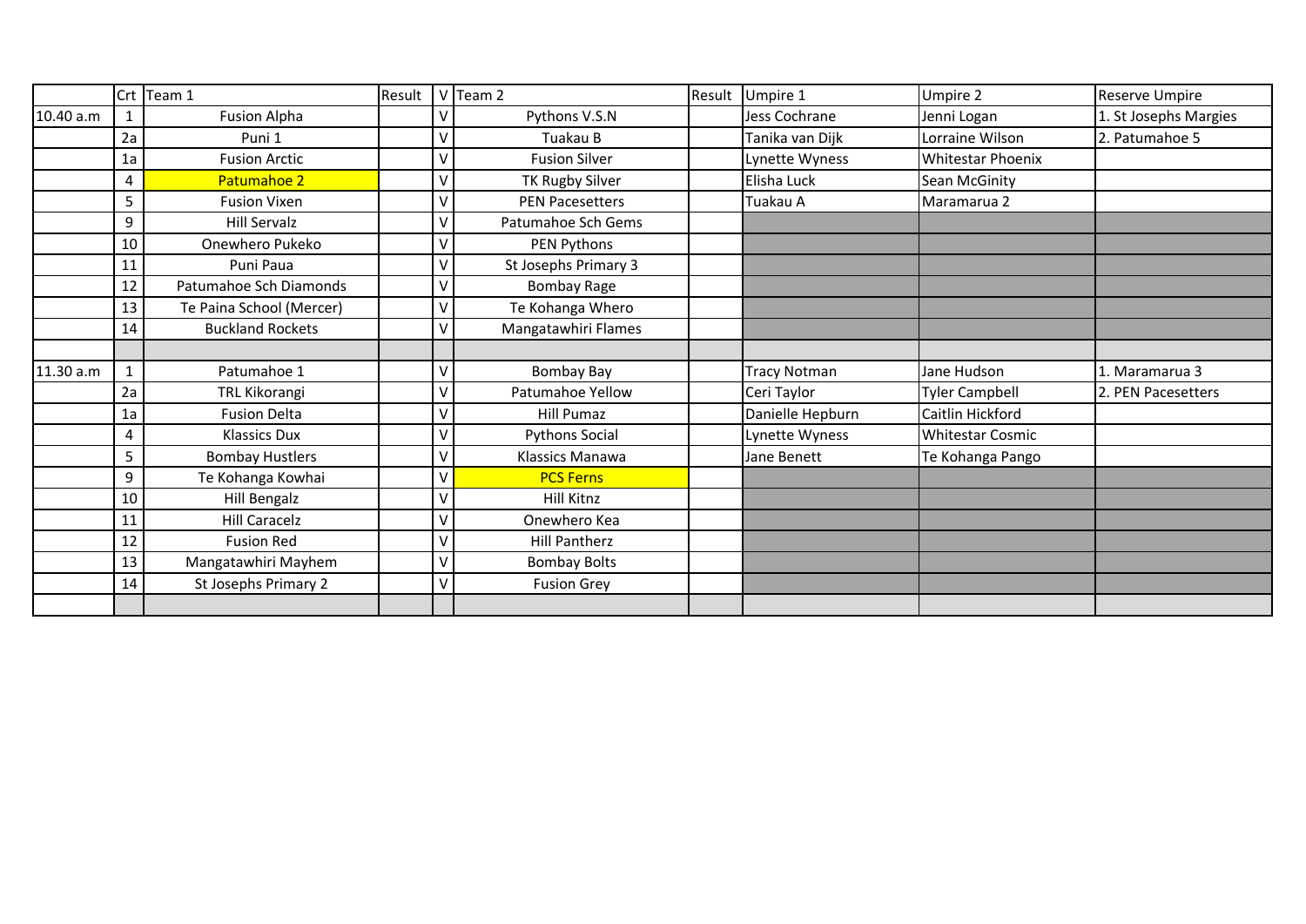| | Crt | Team 1 | Result | V | Team 2 | Result | Umpire 1 | Umpire 2 | Reserve Umpire |
|---|---|---|---|---|---|---|---|---|---|
| 10.40 a.m | 1 | Fusion Alpha | | V | Pythons V.S.N | | Jess Cochrane | Jenni Logan | 1. St Josephs Margies |
| | 2a | Puni 1 | | V | Tuakau B | | Tanika van Dijk | Lorraine Wilson | 2. Patumahoe 5 |
| | 1a | Fusion Arctic | | V | Fusion Silver | | Lynette Wyness | Whitestar Phoenix | |
| | 4 | Patumahoe 2 | | V | TK Rugby Silver | | Elisha Luck | Sean McGinity | |
| | 5 | Fusion Vixen | | V | PEN Pacesetters | | Tuakau A | Maramarua 2 | |
| | 9 | Hill Servalz | | V | Patumahoe Sch Gems | | | | |
| | 10 | Onewhero Pukeko | | V | PEN Pythons | | | | |
| | 11 | Puni Paua | | V | St Josephs Primary 3 | | | | |
| | 12 | Patumahoe Sch Diamonds | | V | Bombay Rage | | | | |
| | 13 | Te Paina School (Mercer) | | V | Te Kohanga Whero | | | | |
| | 14 | Buckland Rockets | | V | Mangatawhiri Flames | | | | |
| | | | | | | | | | |
| 11.30 a.m | 1 | Patumahoe 1 | | V | Bombay Bay | | Tracy Notman | Jane Hudson | 1. Maramarua 3 |
| | 2a | TRL Kikorangi | | V | Patumahoe Yellow | | Ceri Taylor | Tyler Campbell | 2. PEN Pacesetters |
| | 1a | Fusion Delta | | V | Hill Pumaz | | Danielle Hepburn | Caitlin Hickford | |
| | 4 | Klassics Dux | | V | Pythons Social | | Lynette Wyness | Whitestar Cosmic | |
| | 5 | Bombay Hustlers | | V | Klassics Manawa | | Jane Benett | Te Kohanga Pango | |
| | 9 | Te Kohanga Kowhai | | V | PCS Ferns | | | | |
| | 10 | Hill Bengalz | | V | Hill Kitnz | | | | |
| | 11 | Hill Caracelz | | V | Onewhero Kea | | | | |
| | 12 | Fusion Red | | V | Hill Pantherz | | | | |
| | 13 | Mangatawhiri Mayhem | | V | Bombay Bolts | | | | |
| | 14 | St Josephs Primary 2 | | V | Fusion Grey | | | | |
| | | | | | | | | | |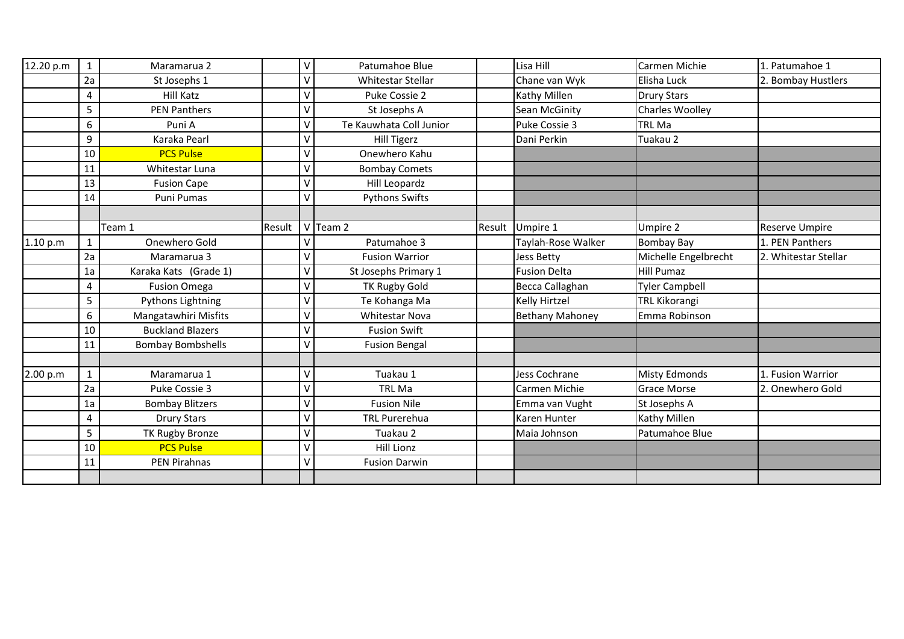| | | | | | | | | | |
|---|---|---|---|---|---|---|---|---|---|
| 12.20 p.m | 1 | Maramarua 2 | | V | Patumahoe Blue | | Lisa Hill | Carmen Michie | 1. Patumahoe 1 |
| | 2a | St Josephs 1 | | V | Whitestar Stellar | | Chane van Wyk | Elisha Luck | 2. Bombay Hustlers |
| | 4 | Hill Katz | | V | Puke Cossie 2 | | Kathy Millen | Drury Stars | |
| | 5 | PEN Panthers | | V | St Josephs A | | Sean McGinity | Charles Woolley | |
| | 6 | Puni A | | V | Te Kauwhata Coll Junior | | Puke Cossie 3 | TRL Ma | |
| | 9 | Karaka Pearl | | V | Hill Tigerz | | Dani Perkin | Tuakau 2 | |
| | 10 | PCS Pulse | | V | Onewhero Kahu | | | | |
| | 11 | Whitestar Luna | | V | Bombay Comets | | | | |
| | 13 | Fusion Cape | | V | Hill Leopardz | | | | |
| | 14 | Puni Pumas | | V | Pythons Swifts | | | | |
| | | | | | | | | | |
| | | Team 1 | Result | V | Team 2 | Result | Umpire 1 | Umpire 2 | Reserve Umpire |
| 1.10 p.m | 1 | Onewhero Gold | | V | Patumahoe 3 | | Taylah-Rose Walker | Bombay Bay | 1. PEN Panthers |
| | 2a | Maramarua 3 | | V | Fusion Warrior | | Jess Betty | Michelle Engelbrecht | 2. Whitestar Stellar |
| | 1a | Karaka Kats (Grade 1) | | V | St Josephs Primary 1 | | Fusion Delta | Hill Pumaz | |
| | 4 | Fusion Omega | | V | TK Rugby Gold | | Becca Callaghan | Tyler Campbell | |
| | 5 | Pythons Lightning | | V | Te Kohanga Ma | | Kelly Hirtzel | TRL Kikorangi | |
| | 6 | Mangatawhiri Misfits | | V | Whitestar Nova | | Bethany Mahoney | Emma Robinson | |
| | 10 | Buckland Blazers | | V | Fusion Swift | | | | |
| | 11 | Bombay Bombshells | | V | Fusion Bengal | | | | |
| | | | | | | | | | |
| 2.00 p.m | 1 | Maramarua 1 | | V | Tuakau 1 | | Jess Cochrane | Misty Edmonds | 1. Fusion Warrior |
| | 2a | Puke Cossie 3 | | V | TRL Ma | | Carmen Michie | Grace Morse | 2. Onewhero Gold |
| | 1a | Bombay Blitzers | | V | Fusion Nile | | Emma van Vught | St Josephs A | |
| | 4 | Drury Stars | | V | TRL Purerehua | | Karen Hunter | Kathy Millen | |
| | 5 | TK Rugby Bronze | | V | Tuakau 2 | | Maia Johnson | Patumahoe Blue | |
| | 10 | PCS Pulse | | V | Hill Lionz | | | | |
| | 11 | PEN Pirahnas | | V | Fusion Darwin | | | | |
| | | | | | | | | | |